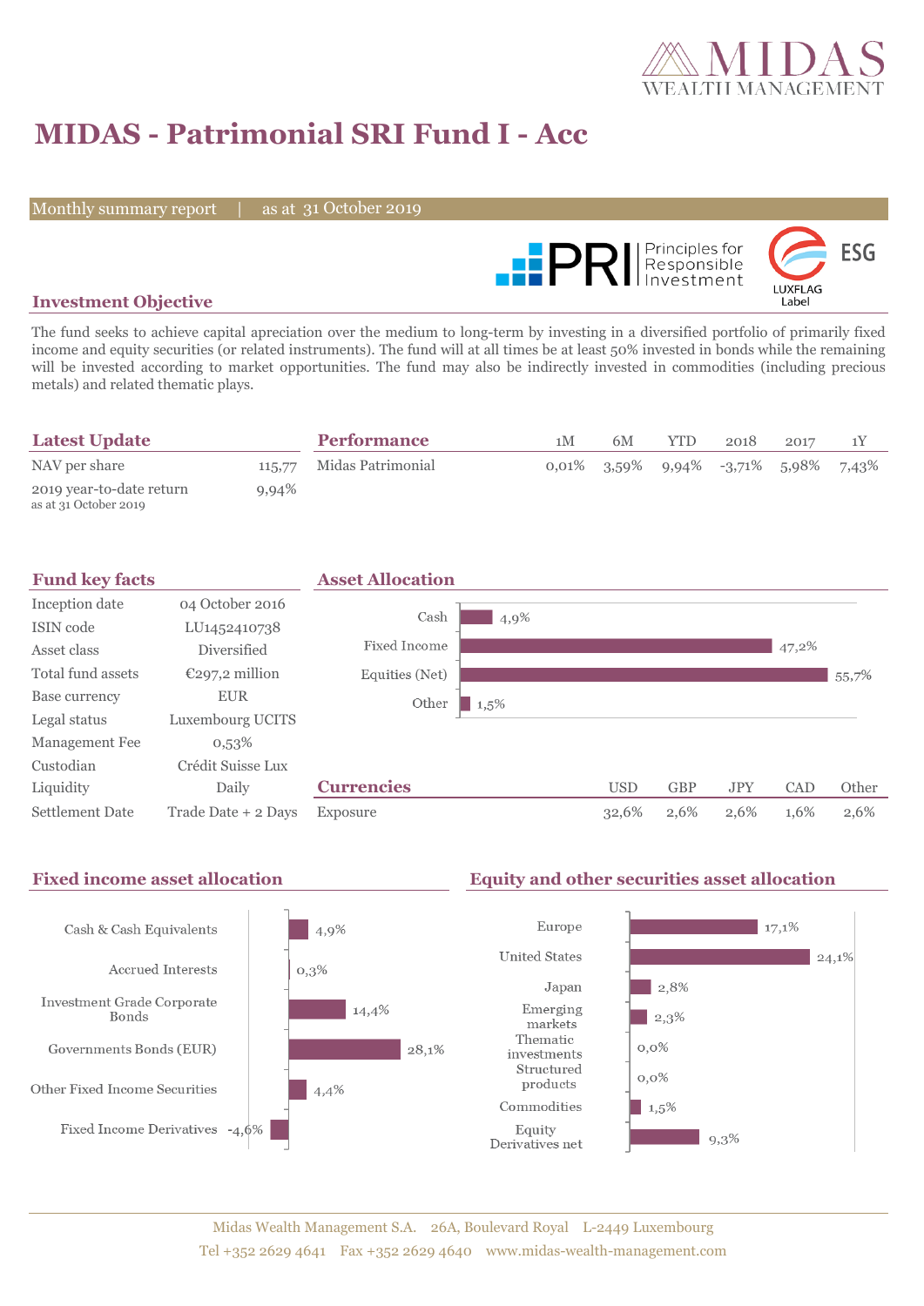# MIDAS - Patrimonial SRI Fund I - Acc

Monthly summary report | as at 31 October 2019

## Investment Objective

The fund seeks to achieve capital apreciation over the medium to long-term by investing in a diversified portfolio of primarily fixed income and equity securities (or related instruments). The fund will at all times be at least 50% invested in bonds while the remaining will be invested according to market opportunities. The fund may also be indirectly invested in commodities (including precious metals) and related thematic plays.

## Latest Update

| | |
|---|---|
| NAV per share | 115,77 |
| 2019 year-to-date return<br>as at 31 October 2019 | 9,94% |

## Performance

| | 1M | 6M | YTD | 2018 | 2017 | 1Y |
|---|---|---|---|---|---|---|
| Midas Patrimonial | 0,01% | 3,59% | 9,94% | -3,71% | 5,98% | 7,43% |

## Fund key facts

| | |
|---|---|
| Inception date | 04 October 2016 |
| ISIN code | LU1452410738 |
| Asset class | Diversified |
| Total fund assets | €297,2 million |
| Base currency | EUR |
| Legal status | Luxembourg UCITS |
| Management Fee | 0,53% |
| Custodian | Crédit Suisse Lux |
| Liquidity | Daily |
| Settlement Date | Trade Date + 2 Days |

## Asset Allocation

| | |
|---|---|
| Cash | 4,9% |
| Fixed Income | 47,2% |
| Equities (Net) | 55,7% |
| Other | 1,5% |

## Currencies

| | USD | GBP | JPY | CAD | Other |
|---|---|---|---|---|---|
| Exposure | 32,6% | 2,6% | 2,6% | 1,6% | 2,6% |

## Fixed income asset allocation

| | |
|---|---|
| Cash & Cash Equivalents | 4,9% |
| Accrued Interests | 0,3% |
| Investment Grade Corporate Bonds | 14,4% |
| Governments Bonds (EUR) | 28,1% |
| Other Fixed Income Securities | 4,4% |
| Fixed Income Derivatives | -4,6% |

## Equity and other securities asset allocation

| | |
|---|---|
| Europe | 17,1% |
| United States | 24,1% |
| Japan | 2,8% |
| Emerging markets | 2,3% |
| Thematic investments | 0,0% |
| Structured products | 0,0% |
| Commodities | 1,5% |
| Equity Derivatives net | 9,3% |

Midas Wealth Management S.A. 26A, Boulevard Royal L-2449 Luxembourg
Tel +352 2629 4641 Fax +352 2629 4640 www.midas-wealth-management.com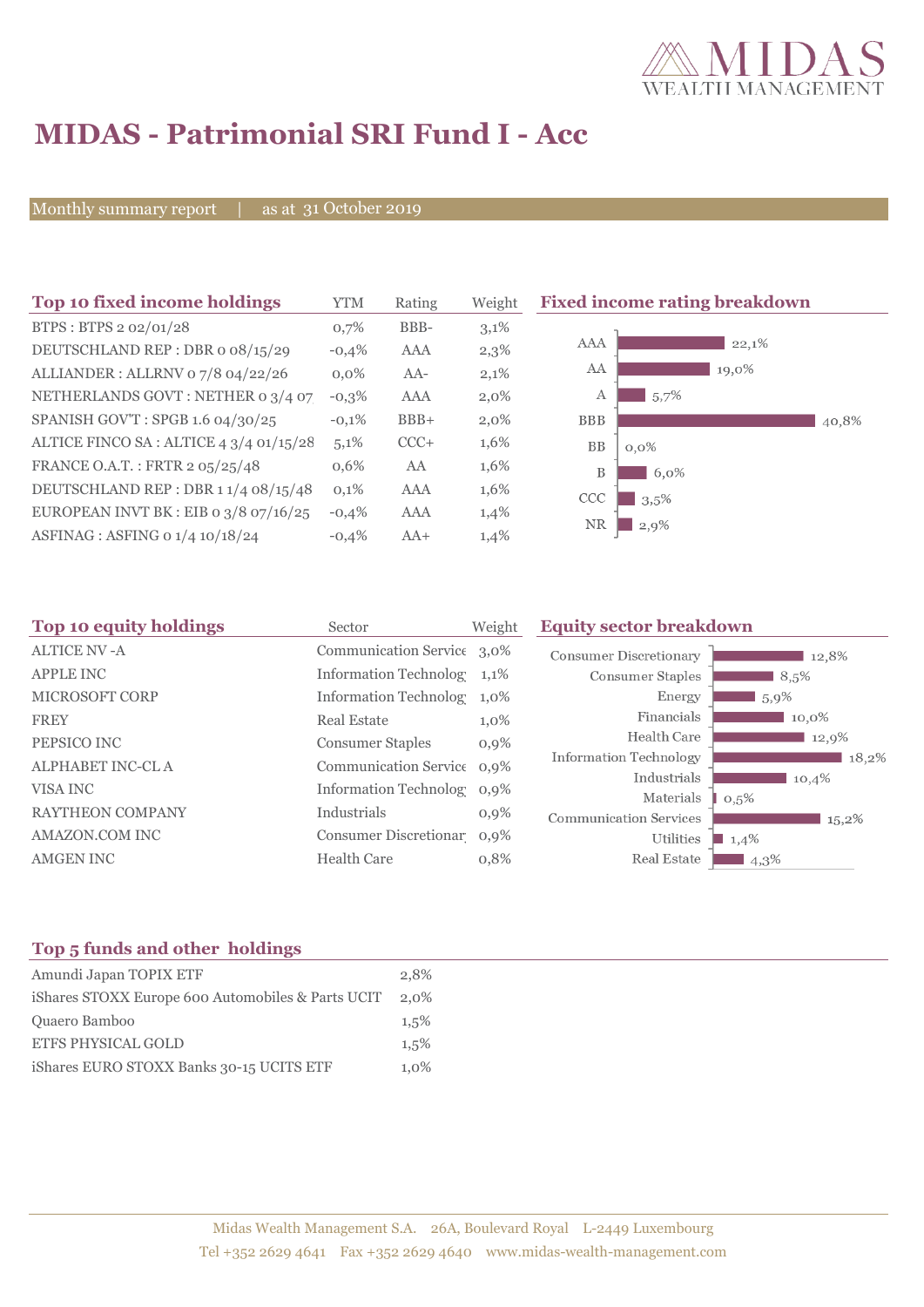# MIDAS - Patrimonial SRI Fund I - Acc

Monthly summary report | as at 31 October 2019

## Top 10 fixed income holdings

| Top 10 fixed income holdings | YTM | Rating | Weight |
|---|---|---|---|
| BTPS : BTPS 2 02/01/28 | 0,7% | BBB- | 3,1% |
| DEUTSCHLAND REP : DBR 0 08/15/29 | -0,4% | AAA | 2,3% |
| ALLIANDER : ALLRNV 0 7/8 04/22/26 | 0,0% | AA- | 2,1% |
| NETHERLANDS GOVT : NETHER 0 3/4 07 | -0,3% | AAA | 2,0% |
| SPANISH GOV'T : SPGB 1.6 04/30/25 | -0,1% | BBB+ | 2,0% |
| ALTICE FINCO SA : ALTICE 4 3/4 01/15/28 | 5,1% | CCC+ | 1,6% |
| FRANCE O.A.T. : FRTR 2 05/25/48 | 0,6% | AA | 1,6% |
| DEUTSCHLAND REP : DBR 1 1/4 08/15/48 | 0,1% | AAA | 1,6% |
| EUROPEAN INVT BK : EIB 0 3/8 07/16/25 | -0,4% | AAA | 1,4% |
| ASFINAG : ASFING 0 1/4 10/18/24 | -0,4% | AA+ | 1,4% |

## Fixed income rating breakdown

| Rating | Weight |
|---|---|
| AAA | 22,1% |
| AA | 19,0% |
| A | 5,7% |
| BBB | 40,8% |
| BB | 0,0% |
| B | 6,0% |
| CCC | 3,5% |
| NR | 2,9% |

## Top 10 equity holdings

| Top 10 equity holdings | Sector | Weight |
|---|---|---|
| ALTICE NV -A | Communication Service | 3,0% |
| APPLE INC | Information Technolog | 1,1% |
| MICROSOFT CORP | Information Technolog | 1,0% |
| FREY | Real Estate | 1,0% |
| PEPSICO INC | Consumer Staples | 0,9% |
| ALPHABET INC-CL A | Communication Service | 0,9% |
| VISA INC | Information Technolog | 0,9% |
| RAYTHEON COMPANY | Industrials | 0,9% |
| AMAZON.COM INC | Consumer Discretionar | 0,9% |
| AMGEN INC | Health Care | 0,8% |

## Equity sector breakdown

| Sector | Weight |
|---|---|
| Consumer Discretionary | 12,8% |
| Consumer Staples | 8,5% |
| Energy | 5,9% |
| Financials | 10,0% |
| Health Care | 12,9% |
| Information Technology | 18,2% |
| Industrials | 10,4% |
| Materials | 0,5% |
| Communication Services | 15,2% |
| Utilities | 1,4% |
| Real Estate | 4,3% |

## Top 5 funds and other holdings

| Top 5 funds and other holdings | |
|---|---|
| Amundi Japan TOPIX ETF | 2,8% |
| iShares STOXX Europe 600 Automobiles & Parts UCIT | 2,0% |
| Quaero Bamboo | 1,5% |
| ETFS PHYSICAL GOLD | 1,5% |
| iShares EURO STOXX Banks 30-15 UCITS ETF | 1,0% |

Midas Wealth Management S.A. 26A, Boulevard Royal L-2449 Luxembourg
Tel +352 2629 4641 Fax +352 2629 4640 www.midas-wealth-management.com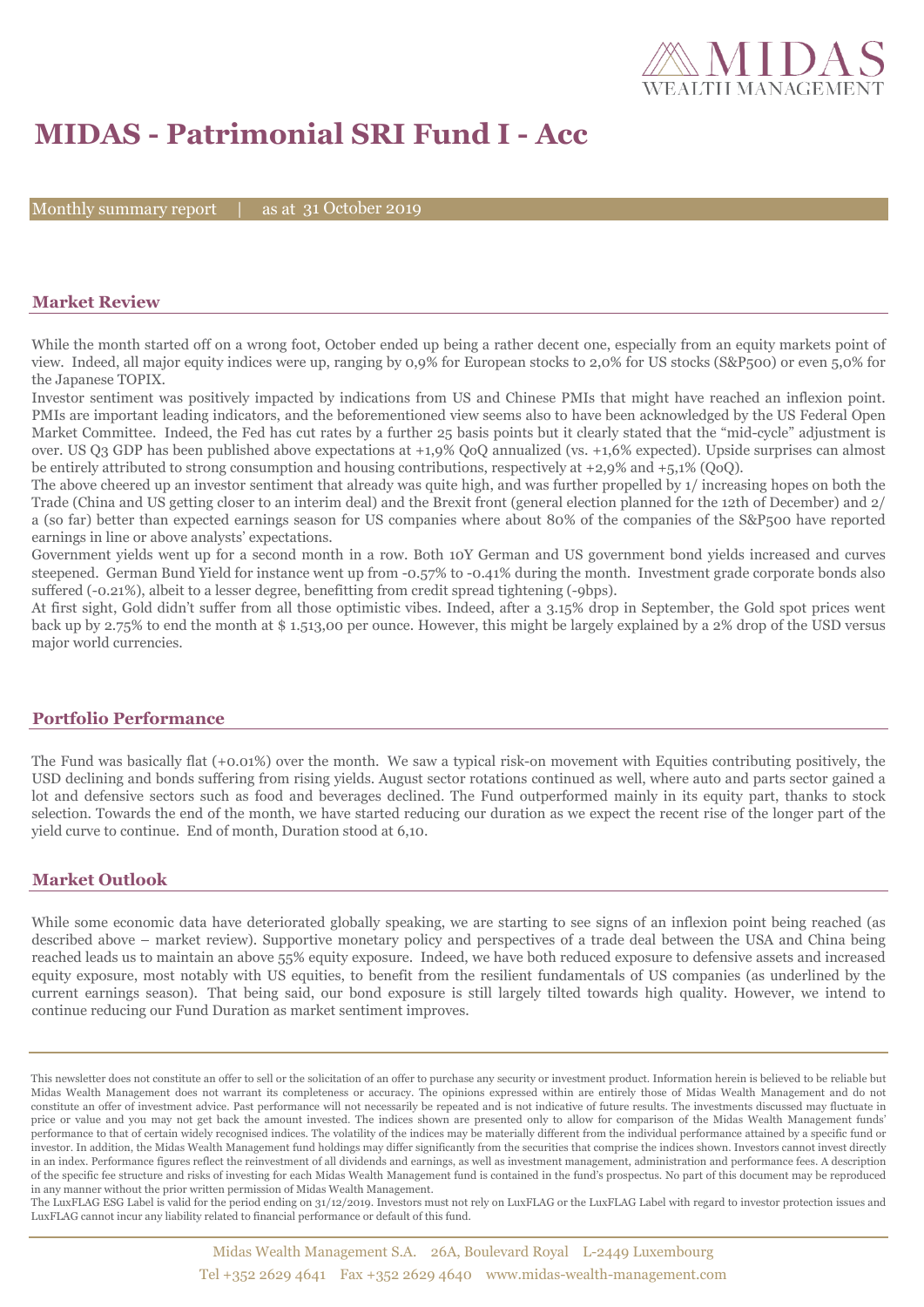# MIDAS - Patrimonial SRI Fund I - Acc

Monthly summary report | as at 31 October 2019

## Market Review

While the month started off on a wrong foot, October ended up being a rather decent one, especially from an equity markets point of view. Indeed, all major equity indices were up, ranging by 0,9% for European stocks to 2,0% for US stocks (S&P500) or even 5,0% for the Japanese TOPIX.

Investor sentiment was positively impacted by indications from US and Chinese PMIs that might have reached an inflexion point. PMIs are important leading indicators, and the beforementioned view seems also to have been acknowledged by the US Federal Open Market Committee. Indeed, the Fed has cut rates by a further 25 basis points but it clearly stated that the "mid-cycle" adjustment is over. US Q3 GDP has been published above expectations at +1,9% QoQ annualized (vs. +1,6% expected). Upside surprises can almost be entirely attributed to strong consumption and housing contributions, respectively at +2,9% and +5,1% (QoQ).

The above cheered up an investor sentiment that already was quite high, and was further propelled by 1/ increasing hopes on both the Trade (China and US getting closer to an interim deal) and the Brexit front (general election planned for the 12th of December) and 2/ a (so far) better than expected earnings season for US companies where about 80% of the companies of the S&P500 have reported earnings in line or above analysts' expectations.

Government yields went up for a second month in a row. Both 10Y German and US government bond yields increased and curves steepened. German Bund Yield for instance went up from -0.57% to -0.41% during the month. Investment grade corporate bonds also suffered (-0.21%), albeit to a lesser degree, benefitting from credit spread tightening (-9bps).

At first sight, Gold didn't suffer from all those optimistic vibes. Indeed, after a 3.15% drop in September, the Gold spot prices went back up by 2.75% to end the month at $ 1.513,00 per ounce. However, this might be largely explained by a 2% drop of the USD versus major world currencies.

## Portfolio Performance

The Fund was basically flat (+0.01%) over the month. We saw a typical risk-on movement with Equities contributing positively, the USD declining and bonds suffering from rising yields. August sector rotations continued as well, where auto and parts sector gained a lot and defensive sectors such as food and beverages declined. The Fund outperformed mainly in its equity part, thanks to stock selection. Towards the end of the month, we have started reducing our duration as we expect the recent rise of the longer part of the yield curve to continue. End of month, Duration stood at 6,10.

## Market Outlook

While some economic data have deteriorated globally speaking, we are starting to see signs of an inflexion point being reached (as described above – market review). Supportive monetary policy and perspectives of a trade deal between the USA and China being reached leads us to maintain an above 55% equity exposure. Indeed, we have both reduced exposure to defensive assets and increased equity exposure, most notably with US equities, to benefit from the resilient fundamentals of US companies (as underlined by the current earnings season). That being said, our bond exposure is still largely tilted towards high quality. However, we intend to continue reducing our Fund Duration as market sentiment improves.

---

This newsletter does not constitute an offer to sell or the solicitation of an offer to purchase any security or investment product. Information herein is believed to be reliable but Midas Wealth Management does not warrant its completeness or accuracy. The opinions expressed within are entirely those of Midas Wealth Management and do not constitute an offer of investment advice. Past performance will not necessarily be repeated and is not indicative of future results. The investments discussed may fluctuate in price or value and you may not get back the amount invested. The indices shown are presented only to allow for comparison of the Midas Wealth Management funds' performance to that of certain widely recognised indices. The volatility of the indices may be materially different from the individual performance attained by a specific fund or investor. In addition, the Midas Wealth Management fund holdings may differ significantly from the securities that comprise the indices shown. Investors cannot invest directly in an index. Performance figures reflect the reinvestment of all dividends and earnings, as well as investment management, administration and performance fees. A description of the specific fee structure and risks of investing for each Midas Wealth Management fund is contained in the fund's prospectus. No part of this document may be reproduced in any manner without the prior written permission of Midas Wealth Management.

The LuxFLAG ESG Label is valid for the period ending on 31/12/2019. Investors must not rely on LuxFLAG or the LuxFLAG Label with regard to investor protection issues and LuxFLAG cannot incur any liability related to financial performance or default of this fund.

Midas Wealth Management S.A. 26A, Boulevard Royal L-2449 Luxembourg

Tel +352 2629 4641 Fax +352 2629 4640 www.midas-wealth-management.com